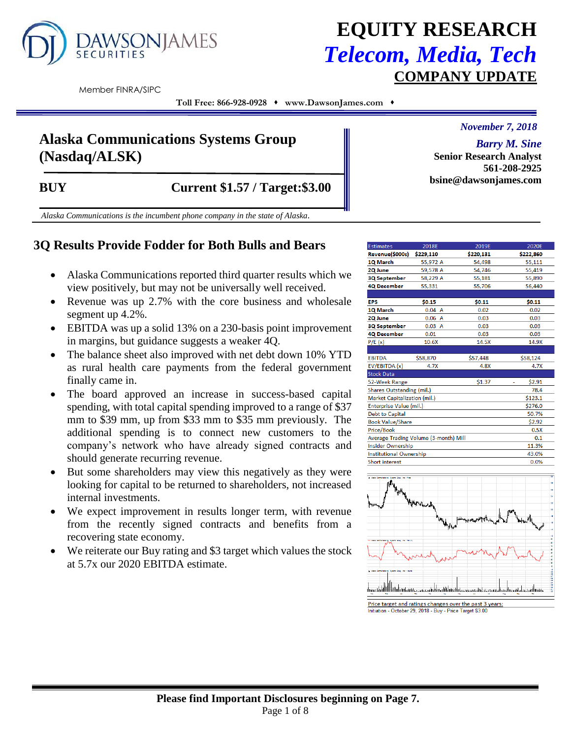DAWSONJAMES SECURITIES

Member FINRA/SIPC

# EQUITY RESEARCH
## *Telecom, Media, Tech*
## COMPANY UPDATE

Toll Free: 866-928-0928 ♦ www.DawsonJames.com ♦

*November 7, 2018*

***Barry M. Sine***
**Senior Research Analyst**
**561-208-2925**
**bsine@dawsonjames.com**

## Alaska Communications Systems Group (Nasdaq/ALSK)

**BUY** **Current $1.57 / Target:$3.00**

*Alaska Communications is the incumbent phone company in the state of Alaska.*

## 3Q Results Provide Fodder for Both Bulls and Bears

- Alaska Communications reported third quarter results which we view positively, but may not be universally well received.
- Revenue was up 2.7% with the core business and wholesale segment up 4.2%.
- EBITDA was up a solid 13% on a 230-basis point improvement in margins, but guidance suggests a weaker 4Q.
- The balance sheet also improved with net debt down 10% YTD as rural health care payments from the federal government finally came in.
- The board approved an increase in success-based capital spending, with total capital spending improved to a range of $37 mm to $39 mm, up from $33 mm to $35 mm previously. The additional spending is to connect new customers to the company's network who have already signed contracts and should generate recurring revenue.
- But some shareholders may view this negatively as they were looking for capital to be returned to shareholders, not increased internal investments.
- We expect improvement in results longer term, with revenue from the recently signed contracts and benefits from a recovering state economy.
- We reiterate our Buy rating and $3 target which values the stock at 5.7x our 2020 EBITDA estimate.

| Estimates | 2018E | 2019E | 2020E |
|---|---|---|---|
| **Revenue($000s)** | **$229,110** | **$220,131** | **$222,860** |
| **1Q March** | 55,972 A | 54,498 | 55,111 |
| **2Q June** | 59,578 A | 54,746 | 55,419 |
| **3Q September** | 58,229 A | 55,181 | 55,890 |
| **4Q December** | 55,331 | 55,706 | 56,440 |
| | | | |
| **EPS** | **$0.15** | **$0.11** | **$0.11** |
| **1Q March** | 0.04 A | 0.02 | 0.02 |
| **2Q June** | 0.06 A | 0.03 | 0.03 |
| **3Q September** | 0.03 A | 0.03 | 0.03 |
| **4Q December** | 0.01 | 0.03 | 0.03 |
| P/E (x) | 10.6X | 14.5X | 14.9X |
| | | | |
| EBITDA | $58,870 | $57,448 | $58,124 |
| EV/EBITDA (x) | 4.7X | 4.8X | 4.7X |

| Stock Data | | |
|---|---|---|
| 52-Week Range | $1.37 - | $2.91 |
| Shares Outstanding (mil.) | | 78.4 |
| Market Capitalization (mil.) | | $123.1 |
| Enterprise Value (mil.) | | $276.0 |
| Debt to Capital | | 50.7% |
| Book Value/Share | | $2.92 |
| Price/Book | | 0.5X |
| Average Trading Volume (3-month) Mill | | 0.1 |
| Insider Ownership | | 11.3% |
| Institutional Ownership | | 43.0% |
| Short interest | | 0.0% |

Price target and ratings changes over the past 3 years:
Initiation - October 29, 2018 - Buy - Price Target $3.00

**Please find Important Disclosures beginning on Page 7.**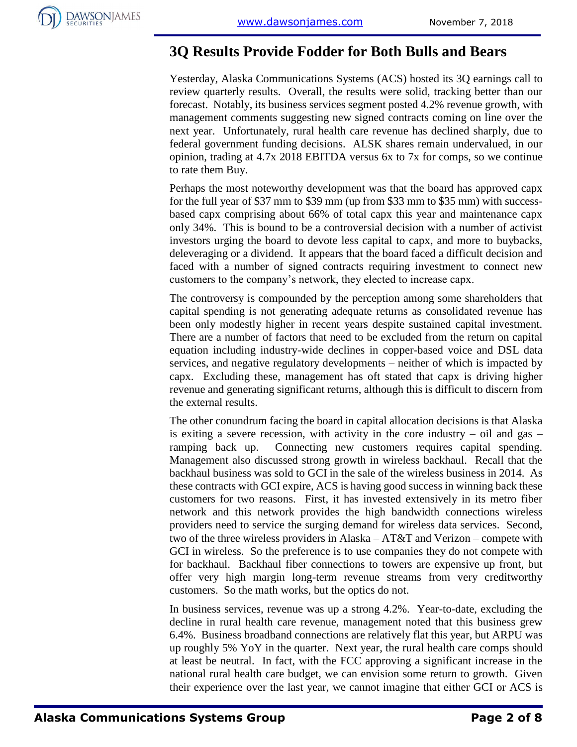# 3Q Results Provide Fodder for Both Bulls and Bears

Yesterday, Alaska Communications Systems (ACS) hosted its 3Q earnings call to review quarterly results. Overall, the results were solid, tracking better than our forecast. Notably, its business services segment posted 4.2% revenue growth, with management comments suggesting new signed contracts coming on line over the next year. Unfortunately, rural health care revenue has declined sharply, due to federal government funding decisions. ALSK shares remain undervalued, in our opinion, trading at 4.7x 2018 EBITDA versus 6x to 7x for comps, so we continue to rate them Buy.

Perhaps the most noteworthy development was that the board has approved capx for the full year of $37 mm to $39 mm (up from $33 mm to $35 mm) with success-based capx comprising about 66% of total capx this year and maintenance capx only 34%. This is bound to be a controversial decision with a number of activist investors urging the board to devote less capital to capx, and more to buybacks, deleveraging or a dividend. It appears that the board faced a difficult decision and faced with a number of signed contracts requiring investment to connect new customers to the company's network, they elected to increase capx.

The controversy is compounded by the perception among some shareholders that capital spending is not generating adequate returns as consolidated revenue has been only modestly higher in recent years despite sustained capital investment. There are a number of factors that need to be excluded from the return on capital equation including industry-wide declines in copper-based voice and DSL data services, and negative regulatory developments – neither of which is impacted by capx. Excluding these, management has oft stated that capx is driving higher revenue and generating significant returns, although this is difficult to discern from the external results.

The other conundrum facing the board in capital allocation decisions is that Alaska is exiting a severe recession, with activity in the core industry – oil and gas – ramping back up. Connecting new customers requires capital spending. Management also discussed strong growth in wireless backhaul. Recall that the backhaul business was sold to GCI in the sale of the wireless business in 2014. As these contracts with GCI expire, ACS is having good success in winning back these customers for two reasons. First, it has invested extensively in its metro fiber network and this network provides the high bandwidth connections wireless providers need to service the surging demand for wireless data services. Second, two of the three wireless providers in Alaska – AT&T and Verizon – compete with GCI in wireless. So the preference is to use companies they do not compete with for backhaul. Backhaul fiber connections to towers are expensive up front, but offer very high margin long-term revenue streams from very creditworthy customers. So the math works, but the optics do not.

In business services, revenue was up a strong 4.2%. Year-to-date, excluding the decline in rural health care revenue, management noted that this business grew 6.4%. Business broadband connections are relatively flat this year, but ARPU was up roughly 5% YoY in the quarter. Next year, the rural health care comps should at least be neutral. In fact, with the FCC approving a significant increase in the national rural health care budget, we can envision some return to growth. Given their experience over the last year, we cannot imagine that either GCI or ACS is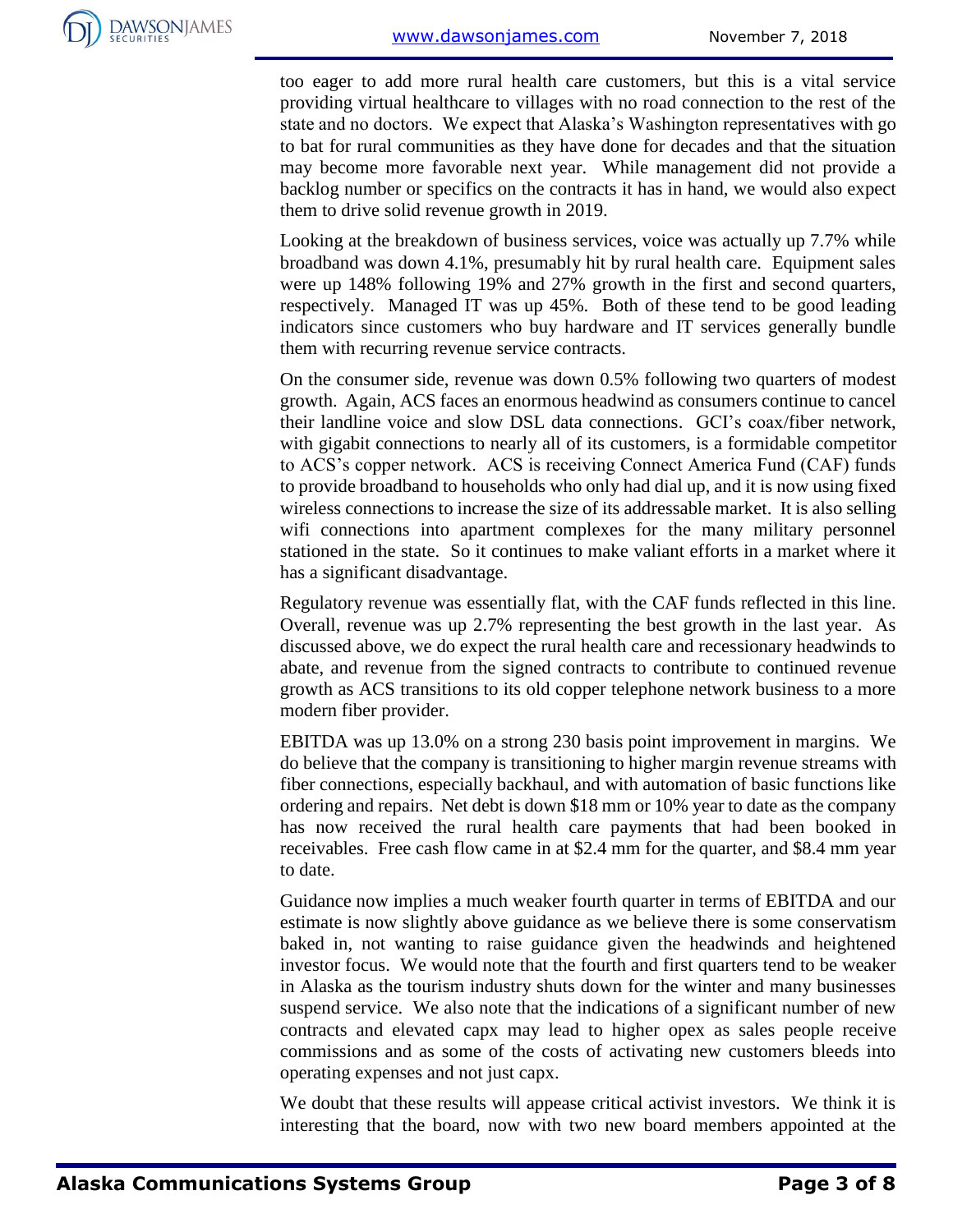too eager to add more rural health care customers, but this is a vital service providing virtual healthcare to villages with no road connection to the rest of the state and no doctors. We expect that Alaska's Washington representatives with go to bat for rural communities as they have done for decades and that the situation may become more favorable next year. While management did not provide a backlog number or specifics on the contracts it has in hand, we would also expect them to drive solid revenue growth in 2019.

Looking at the breakdown of business services, voice was actually up 7.7% while broadband was down 4.1%, presumably hit by rural health care. Equipment sales were up 148% following 19% and 27% growth in the first and second quarters, respectively. Managed IT was up 45%. Both of these tend to be good leading indicators since customers who buy hardware and IT services generally bundle them with recurring revenue service contracts.

On the consumer side, revenue was down 0.5% following two quarters of modest growth. Again, ACS faces an enormous headwind as consumers continue to cancel their landline voice and slow DSL data connections. GCI's coax/fiber network, with gigabit connections to nearly all of its customers, is a formidable competitor to ACS's copper network. ACS is receiving Connect America Fund (CAF) funds to provide broadband to households who only had dial up, and it is now using fixed wireless connections to increase the size of its addressable market. It is also selling wifi connections into apartment complexes for the many military personnel stationed in the state. So it continues to make valiant efforts in a market where it has a significant disadvantage.

Regulatory revenue was essentially flat, with the CAF funds reflected in this line. Overall, revenue was up 2.7% representing the best growth in the last year. As discussed above, we do expect the rural health care and recessionary headwinds to abate, and revenue from the signed contracts to contribute to continued revenue growth as ACS transitions to its old copper telephone network business to a more modern fiber provider.

EBITDA was up 13.0% on a strong 230 basis point improvement in margins. We do believe that the company is transitioning to higher margin revenue streams with fiber connections, especially backhaul, and with automation of basic functions like ordering and repairs. Net debt is down $18 mm or 10% year to date as the company has now received the rural health care payments that had been booked in receivables. Free cash flow came in at $2.4 mm for the quarter, and $8.4 mm year to date.

Guidance now implies a much weaker fourth quarter in terms of EBITDA and our estimate is now slightly above guidance as we believe there is some conservatism baked in, not wanting to raise guidance given the headwinds and heightened investor focus. We would note that the fourth and first quarters tend to be weaker in Alaska as the tourism industry shuts down for the winter and many businesses suspend service. We also note that the indications of a significant number of new contracts and elevated capx may lead to higher opex as sales people receive commissions and as some of the costs of activating new customers bleeds into operating expenses and not just capx.

We doubt that these results will appease critical activist investors. We think it is interesting that the board, now with two new board members appointed at the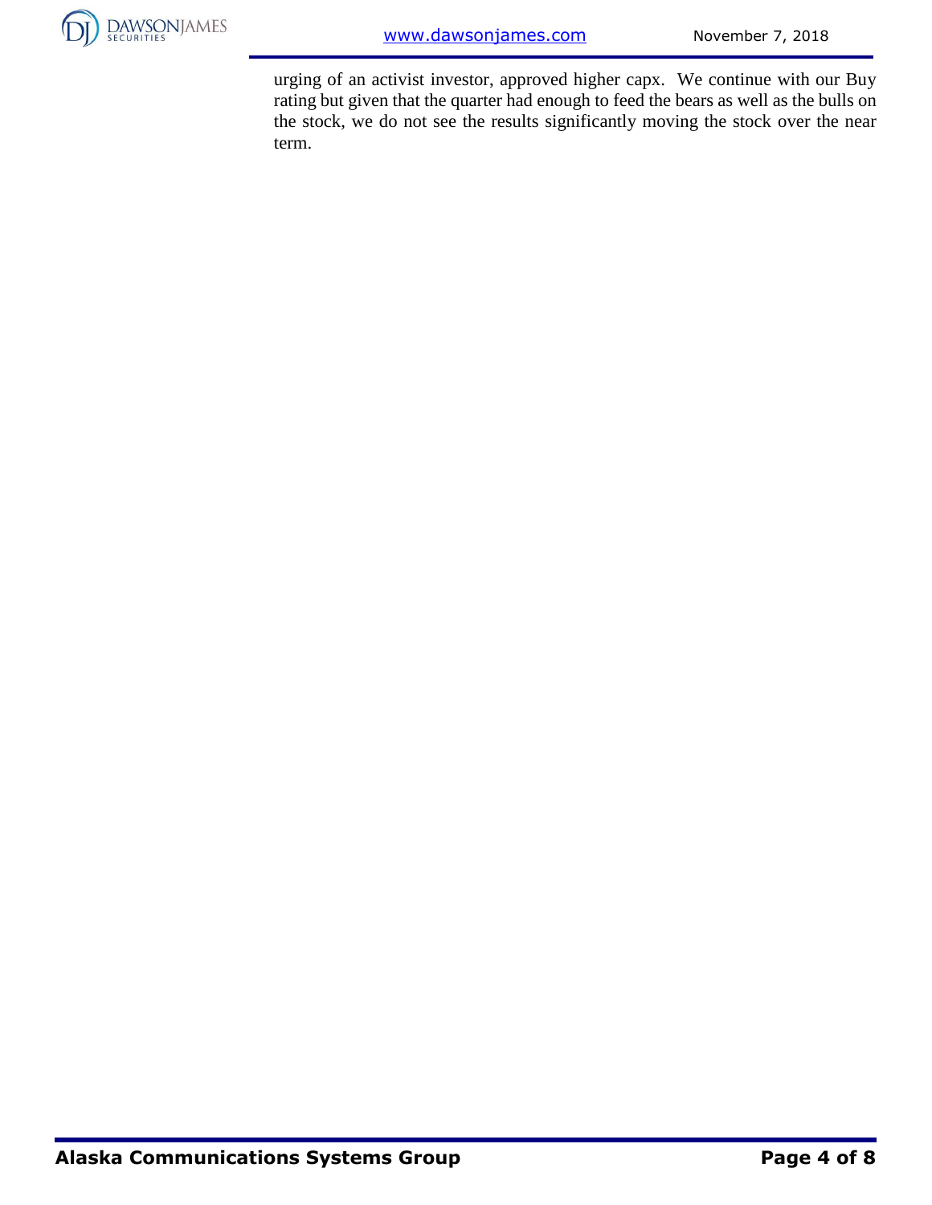urging of an activist investor, approved higher capx. We continue with our Buy rating but given that the quarter had enough to feed the bears as well as the bulls on the stock, we do not see the results significantly moving the stock over the near term.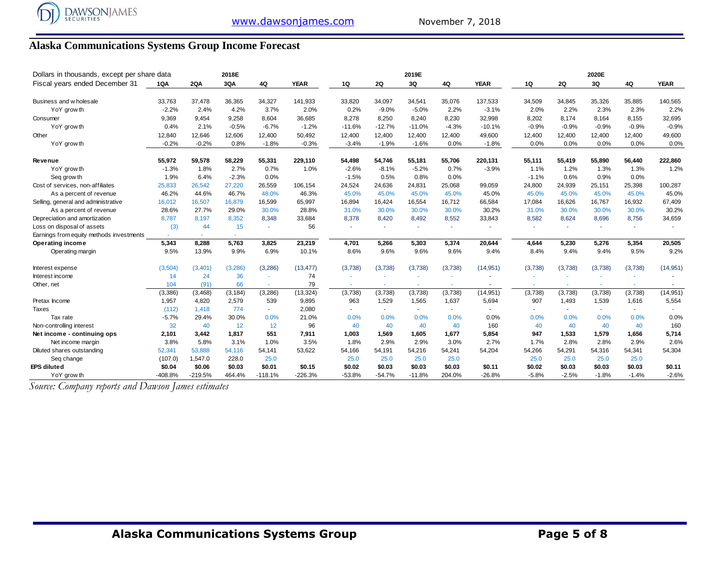## Alaska Communications Systems Group Income Forecast

| Dollars in thousands, except per share data | 2018E | | | | | 2019E | | | | | 2020E | | | | |
|---|---|---|---|---|---|---|---|---|---|---|---|---|---|---|---|
| Fiscal years ended December 31 | 1QA | 2QA | 3QA | 4Q | YEAR | 1Q | 2Q | 3Q | 4Q | YEAR | 1Q | 2Q | 3Q | 4Q | YEAR |
| Business and wholesale | 33,763 | 37,478 | 36,365 | 34,327 | 141,933 | 33,820 | 34,097 | 34,541 | 35,076 | 137,533 | 34,509 | 34,845 | 35,326 | 35,885 | 140,565 |
| YoY growth | -2.2% | 2.4% | 4.2% | 3.7% | 2.0% | 0.2% | -9.0% | -5.0% | 2.2% | -3.1% | 2.0% | 2.2% | 2.3% | 2.3% | 2.2% |
| Consumer | 9,369 | 9,454 | 9,258 | 8,604 | 36,685 | 8,278 | 8,250 | 8,240 | 8,230 | 32,998 | 8,202 | 8,174 | 8,164 | 8,155 | 32,695 |
| YoY growth | 0.4% | 2.1% | -0.5% | -6.7% | -1.2% | -11.6% | -12.7% | -11.0% | -4.3% | -10.1% | -0.9% | -0.9% | -0.9% | -0.9% | -0.9% |
| Other | 12,840 | 12,646 | 12,606 | 12,400 | 50,492 | 12,400 | 12,400 | 12,400 | 12,400 | 49,600 | 12,400 | 12,400 | 12,400 | 12,400 | 49,600 |
| YoY growth | -0.2% | -0.2% | 0.8% | -1.8% | -0.3% | -3.4% | -1.9% | -1.6% | 0.0% | -1.8% | 0.0% | 0.0% | 0.0% | 0.0% | 0.0% |
| **Revenue** | **55,972** | **59,578** | **58,229** | **55,331** | **229,110** | **54,498** | **54,746** | **55,181** | **55,706** | **220,131** | **55,111** | **55,419** | **55,890** | **56,440** | **222,860** |
| YoY growth | -1.3% | 1.8% | 2.7% | 0.7% | 1.0% | -2.6% | -8.1% | -5.2% | 0.7% | -3.9% | 1.1% | 1.2% | 1.3% | 1.3% | 1.2% |
| Seq growth | 1.9% | 6.4% | -2.3% | 0.0% | | -1.5% | 0.5% | 0.8% | 0.0% | | -1.1% | 0.6% | 0.9% | 0.0% | |
| Cost of services, non-affiliates | 25,833 | 26,542 | 27,220 | 26,559 | 106,154 | 24,524 | 24,636 | 24,831 | 25,068 | 99,059 | 24,800 | 24,939 | 25,151 | 25,398 | 100,287 |
| As a percent of revenue | 46.2% | 44.6% | 46.7% | 48.0% | 46.3% | 45.0% | 45.0% | 45.0% | 45.0% | 45.0% | 45.0% | 45.0% | 45.0% | 45.0% | 45.0% |
| Selling, general and administrative | 16,012 | 16,507 | 16,879 | 16,599 | 65,997 | 16,894 | 16,424 | 16,554 | 16,712 | 66,584 | 17,084 | 16,626 | 16,767 | 16,932 | 67,409 |
| As a percent of revenue | 28.6% | 27.7% | 29.0% | 30.0% | 28.8% | 31.0% | 30.0% | 30.0% | 30.0% | 30.2% | 31.0% | 30.0% | 30.0% | 30.0% | 30.2% |
| Depreciation and amortization | 8,787 | 8,197 | 8,352 | 8,348 | 33,684 | 8,378 | 8,420 | 8,492 | 8,552 | 33,843 | 8,582 | 8,624 | 8,696 | 8,756 | 34,659 |
| Loss on disposal of assets | (3) | 44 | 15 | - | 56 | - | - | - | - | - | - | - | - | - | - |
| Earnings from equity methods investments | - | - | - | | | | | | | | | | | | |
| **Operating income** | **5,343** | **8,288** | **5,763** | **3,825** | **23,219** | **4,701** | **5,266** | **5,303** | **5,374** | **20,644** | **4,644** | **5,230** | **5,276** | **5,354** | **20,505** |
| Operating margin | 9.5% | 13.9% | 9.9% | 6.9% | 10.1% | 8.6% | 9.6% | 9.6% | 9.6% | 9.4% | 8.4% | 9.4% | 9.4% | 9.5% | 9.2% |
| Interest expense | (3,504) | (3,401) | (3,286) | (3,286) | (13,477) | (3,738) | (3,738) | (3,738) | (3,738) | (14,951) | (3,738) | (3,738) | (3,738) | (3,738) | (14,951) |
| Interest income | 14 | 24 | 36 | - | 74 | - | - | - | - | - | - | - | - | - | - |
| Other, net | 104 | (91) | 66 | - | 79 | - | - | - | - | - | - | - | - | - | - |
| | (3,386) | (3,468) | (3,184) | (3,286) | (13,324) | (3,738) | (3,738) | (3,738) | (3,738) | (14,951) | (3,738) | (3,738) | (3,738) | (3,738) | (14,951) |
| Pretax Income | 1,957 | 4,820 | 2,579 | 539 | 9,895 | 963 | 1,529 | 1,565 | 1,637 | 5,694 | 907 | 1,493 | 1,539 | 1,616 | 5,554 |
| Taxes | (112) | 1,418 | 774 | - | 2,080 | - | - | - | - | - | - | - | - | - | - |
| Tax rate | -5.7% | 29.4% | 30.0% | 0.0% | 21.0% | 0.0% | 0.0% | 0.0% | 0.0% | 0.0% | 0.0% | 0.0% | 0.0% | 0.0% | 0.0% |
| Non-controlling interest | 32 | 40 | 12 | 12 | 96 | 40 | 40 | 40 | 40 | 160 | 40 | 40 | 40 | 40 | 160 |
| **Net income - continuing ops** | **2,101** | **3,442** | **1,817** | **551** | **7,911** | **1,003** | **1,569** | **1,605** | **1,677** | **5,854** | **947** | **1,533** | **1,579** | **1,656** | **5,714** |
| Net income margin | 3.8% | 5.8% | 3.1% | 1.0% | 3.5% | 1.8% | 2.9% | 2.9% | 3.0% | 2.7% | 1.7% | 2.8% | 2.8% | 2.9% | 2.6% |
| Diluted shares outstanding | 52,341 | 53,888 | 54,116 | 54,141 | 53,622 | 54,166 | 54,191 | 54,216 | 54,241 | 54,204 | 54,266 | 54,291 | 54,316 | 54,341 | 54,304 |
| Seq change | (107.0) | 1,547.0 | 228.0 | 25.0 | | 25.0 | 25.0 | 25.0 | 25.0 | | 25.0 | 25.0 | 25.0 | 25.0 | |
| **EPS diluted** | **$0.04** | **$0.06** | **$0.03** | **$0.01** | **$0.15** | **$0.02** | **$0.03** | **$0.03** | **$0.03** | **$0.11** | **$0.02** | **$0.03** | **$0.03** | **$0.03** | **$0.11** |
| YoY growth | -408.8% | -219.5% | 464.4% | -118.1% | -226.3% | -53.8% | -54.7% | -11.8% | 204.0% | -26.8% | -5.8% | -2.5% | -1.8% | -1.4% | -2.6% |

*Source: Company reports and Dawson James estimates*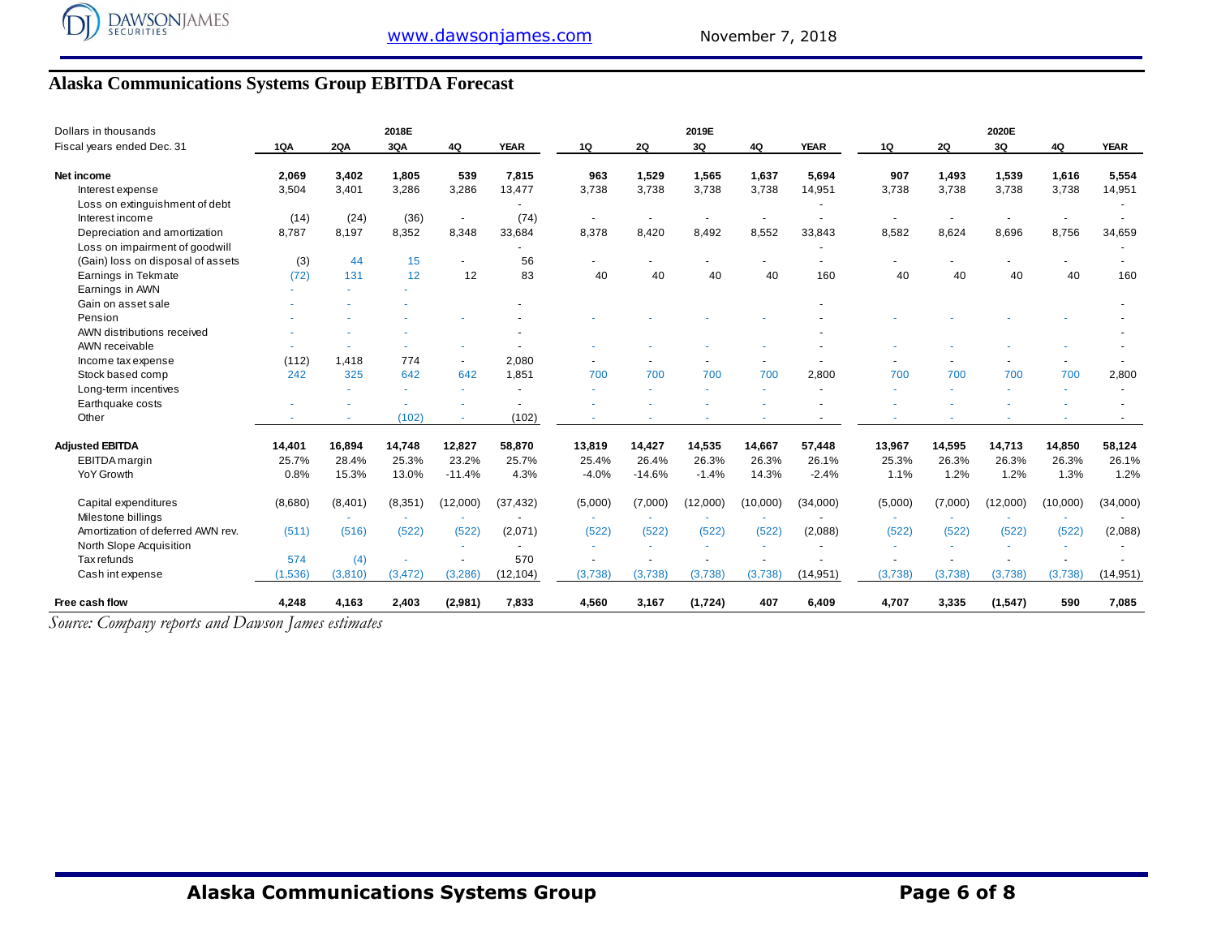## Alaska Communications Systems Group EBITDA Forecast

| Dollars in thousands | 2018E | | | | | 2019E | | | | | 2020E | | | | |
|---|---|---|---|---|---|---|---|---|---|---|---|---|---|---|---|
| Fiscal years ended Dec. 31 | 1QA | 2QA | 3QA | 4Q | YEAR | 1Q | 2Q | 3Q | 4Q | YEAR | 1Q | 2Q | 3Q | 4Q | YEAR |
| **Net income** | **2,069** | **3,402** | **1,805** | **539** | **7,815** | **963** | **1,529** | **1,565** | **1,637** | **5,694** | **907** | **1,493** | **1,539** | **1,616** | **5,554** |
| Interest expense | 3,504 | 3,401 | 3,286 | 3,286 | 13,477 | 3,738 | 3,738 | 3,738 | 3,738 | 14,951 | 3,738 | 3,738 | 3,738 | 3,738 | 14,951 |
| Loss on extinguishment of debt | | | | | - | | | | | - | | | | | - |
| Interest income | (14) | (24) | (36) | - | (74) | - | - | - | - | - | - | - | - | - | - |
| Depreciation and amortization | 8,787 | 8,197 | 8,352 | 8,348 | 33,684 | 8,378 | 8,420 | 8,492 | 8,552 | 33,843 | 8,582 | 8,624 | 8,696 | 8,756 | 34,659 |
| Loss on impairment of goodwill | | | | | - | | | | | - | | | | | - |
| (Gain) loss on disposal of assets | (3) | 44 | 15 | - | 56 | - | - | - | - | - | - | - | - | - | - |
| Earnings in Tekmate | (72) | 131 | 12 | 12 | 83 | 40 | 40 | 40 | 40 | 160 | 40 | 40 | 40 | 40 | 160 |
| Earnings in AWN | - | - | - | | | | | | | | | | | | |
| Gain on asset sale | - | - | - | | - | | | | | - | | | | | - |
| Pension | - | - | - | - | - | - | - | - | - | - | - | - | - | - | - |
| AWN distributions received | - | - | - | | - | | | | | - | | | | | - |
| AWN receivable | - | - | - | - | - | - | - | - | - | - | - | - | - | - | - |
| Income tax expense | (112) | 1,418 | 774 | - | 2,080 | - | - | - | - | - | - | - | - | - | - |
| Stock based comp | 242 | 325 | 642 | 642 | 1,851 | 700 | 700 | 700 | 700 | 2,800 | 700 | 700 | 700 | 700 | 2,800 |
| Long-term incentives | | - | - | - | - | - | - | - | - | - | - | - | - | - | - |
| Earthquake costs | - | - | - | - | - | - | - | - | - | - | - | - | - | - | - |
| Other | - | - | (102) | - | (102) | - | - | - | - | - | - | - | - | - | - |
| **Adjusted EBITDA** | **14,401** | **16,894** | **14,748** | **12,827** | **58,870** | **13,819** | **14,427** | **14,535** | **14,667** | **57,448** | **13,967** | **14,595** | **14,713** | **14,850** | **58,124** |
| EBITDA margin | 25.7% | 28.4% | 25.3% | 23.2% | 25.7% | 25.4% | 26.4% | 26.3% | 26.3% | 26.1% | 25.3% | 26.3% | 26.3% | 26.3% | 26.1% |
| YoY Growth | 0.8% | 15.3% | 13.0% | -11.4% | 4.3% | -4.0% | -14.6% | -1.4% | 14.3% | -2.4% | 1.1% | 1.2% | 1.2% | 1.3% | 1.2% |
| Capital expenditures | (8,680) | (8,401) | (8,351) | (12,000) | (37,432) | (5,000) | (7,000) | (12,000) | (10,000) | (34,000) | (5,000) | (7,000) | (12,000) | (10,000) | (34,000) |
| Milestone billings | | - | - | - | - | - | - | - | - | - | - | - | - | - | - |
| Amortization of deferred AWN rev. | (511) | (516) | (522) | (522) | (2,071) | (522) | (522) | (522) | (522) | (2,088) | (522) | (522) | (522) | (522) | (2,088) |
| North Slope Acquisition | | | | - | - | - | - | - | - | - | - | - | - | - | - |
| Tax refunds | 574 | (4) | - | - | 570 | - | - | - | - | - | - | - | - | - | - |
| Cash int expense | (1,536) | (3,810) | (3,472) | (3,286) | (12,104) | (3,738) | (3,738) | (3,738) | (3,738) | (14,951) | (3,738) | (3,738) | (3,738) | (3,738) | (14,951) |
| **Free cash flow** | **4,248** | **4,163** | **2,403** | **(2,981)** | **7,833** | **4,560** | **3,167** | **(1,724)** | **407** | **6,409** | **4,707** | **3,335** | **(1,547)** | **590** | **7,085** |

*Source: Company reports and Dawson James estimates*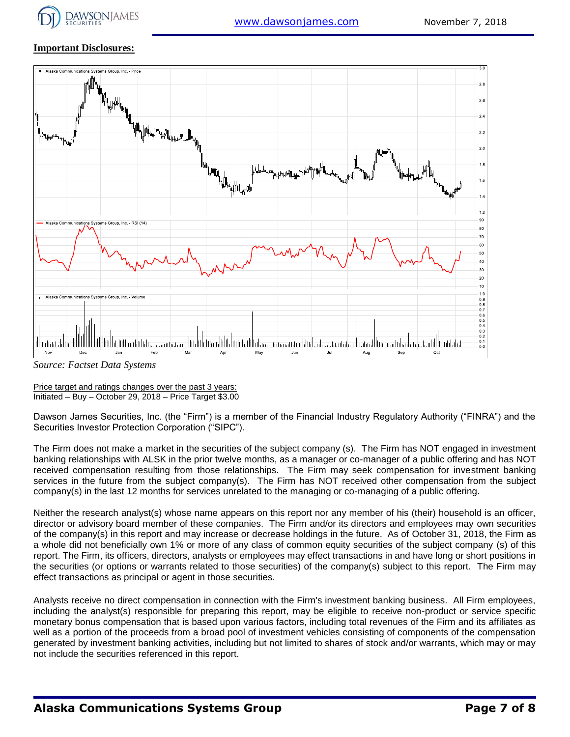**Important Disclosures:**

*Source: Factset Data Systems*

Price target and ratings changes over the past 3 years:
Initiated – Buy – October 29, 2018 – Price Target $3.00

Dawson James Securities, Inc. (the "Firm") is a member of the Financial Industry Regulatory Authority ("FINRA") and the Securities Investor Protection Corporation ("SIPC").

The Firm does not make a market in the securities of the subject company (s). The Firm has NOT engaged in investment banking relationships with ALSK in the prior twelve months, as a manager or co-manager of a public offering and has NOT received compensation resulting from those relationships. The Firm may seek compensation for investment banking services in the future from the subject company(s). The Firm has NOT received other compensation from the subject company(s) in the last 12 months for services unrelated to the managing or co-managing of a public offering.

Neither the research analyst(s) whose name appears on this report nor any member of his (their) household is an officer, director or advisory board member of these companies. The Firm and/or its directors and employees may own securities of the company(s) in this report and may increase or decrease holdings in the future. As of October 31, 2018, the Firm as a whole did not beneficially own 1% or more of any class of common equity securities of the subject company (s) of this report. The Firm, its officers, directors, analysts or employees may effect transactions in and have long or short positions in the securities (or options or warrants related to those securities) of the company(s) subject to this report. The Firm may effect transactions as principal or agent in those securities.

Analysts receive no direct compensation in connection with the Firm's investment banking business. All Firm employees, including the analyst(s) responsible for preparing this report, may be eligible to receive non-product or service specific monetary bonus compensation that is based upon various factors, including total revenues of the Firm and its affiliates as well as a portion of the proceeds from a broad pool of investment vehicles consisting of components of the compensation generated by investment banking activities, including but not limited to shares of stock and/or warrants, which may or may not include the securities referenced in this report.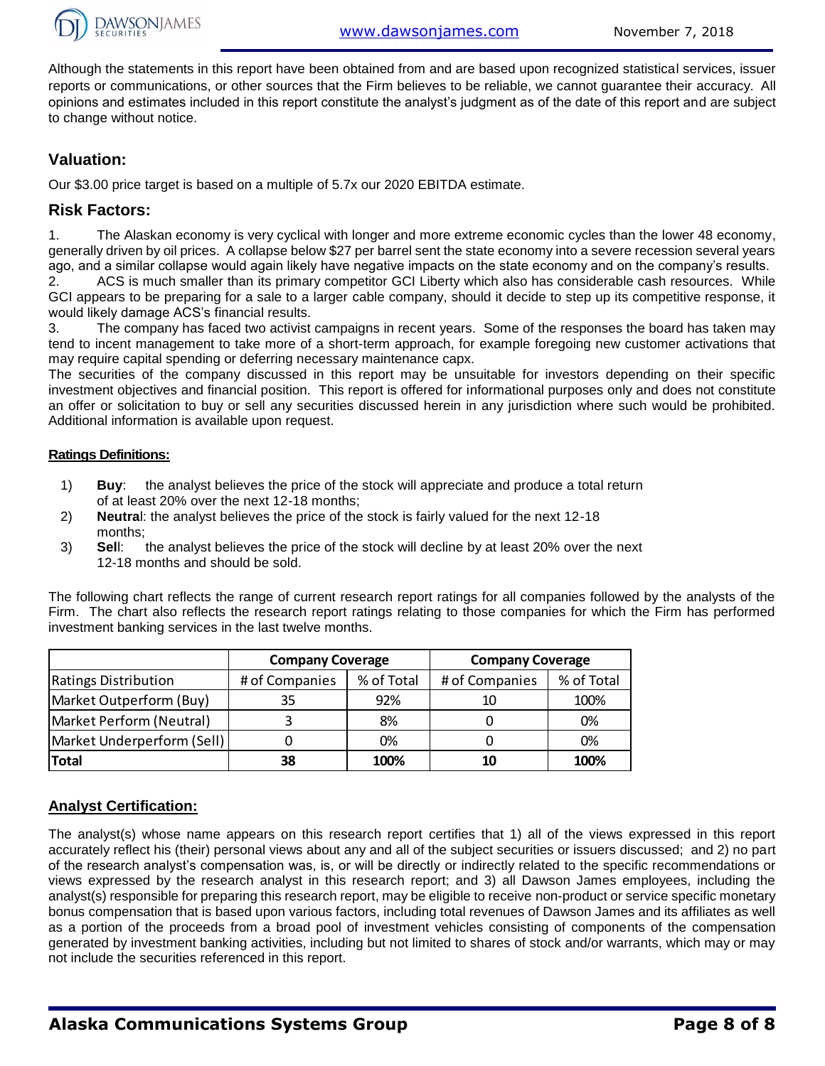Although the statements in this report have been obtained from and are based upon recognized statistical services, issuer reports or communications, or other sources that the Firm believes to be reliable, we cannot guarantee their accuracy. All opinions and estimates included in this report constitute the analyst's judgment as of the date of this report and are subject to change without notice.

## Valuation:

Our $3.00 price target is based on a multiple of 5.7x our 2020 EBITDA estimate.

## Risk Factors:

1. The Alaskan economy is very cyclical with longer and more extreme economic cycles than the lower 48 economy, generally driven by oil prices. A collapse below $27 per barrel sent the state economy into a severe recession several years ago, and a similar collapse would again likely have negative impacts on the state economy and on the company's results.
2. ACS is much smaller than its primary competitor GCI Liberty which also has considerable cash resources. While GCI appears to be preparing for a sale to a larger cable company, should it decide to step up its competitive response, it would likely damage ACS's financial results.
3. The company has faced two activist campaigns in recent years. Some of the responses the board has taken may tend to incent management to take more of a short-term approach, for example foregoing new customer activations that may require capital spending or deferring necessary maintenance capx.

The securities of the company discussed in this report may be unsuitable for investors depending on their specific investment objectives and financial position. This report is offered for informational purposes only and does not constitute an offer or solicitation to buy or sell any securities discussed herein in any jurisdiction where such would be prohibited. Additional information is available upon request.

**Ratings Definitions:**

1) **Buy**: the analyst believes the price of the stock will appreciate and produce a total return of at least 20% over the next 12-18 months;
2) **Neutral**: the analyst believes the price of the stock is fairly valued for the next 12-18 months;
3) **Sell**: the analyst believes the price of the stock will decline by at least 20% over the next 12-18 months and should be sold.

The following chart reflects the range of current research report ratings for all companies followed by the analysts of the Firm. The chart also reflects the research report ratings relating to those companies for which the Firm has performed investment banking services in the last twelve months.

| | Company Coverage | | Company Coverage | |
|---|---|---|---|---|
| Ratings Distribution | # of Companies | % of Total | # of Companies | % of Total |
| Market Outperform (Buy) | 35 | 92% | 10 | 100% |
| Market Perform (Neutral) | 3 | 8% | 0 | 0% |
| Market Underperform (Sell) | 0 | 0% | 0 | 0% |
| **Total** | **38** | **100%** | **10** | **100%** |

## Analyst Certification:

The analyst(s) whose name appears on this research report certifies that 1) all of the views expressed in this report accurately reflect his (their) personal views about any and all of the subject securities or issuers discussed; and 2) no part of the research analyst's compensation was, is, or will be directly or indirectly related to the specific recommendations or views expressed by the research analyst in this research report; and 3) all Dawson James employees, including the analyst(s) responsible for preparing this research report, may be eligible to receive non-product or service specific monetary bonus compensation that is based upon various factors, including total revenues of Dawson James and its affiliates as well as a portion of the proceeds from a broad pool of investment vehicles consisting of components of the compensation generated by investment banking activities, including but not limited to shares of stock and/or warrants, which may or may not include the securities referenced in this report.